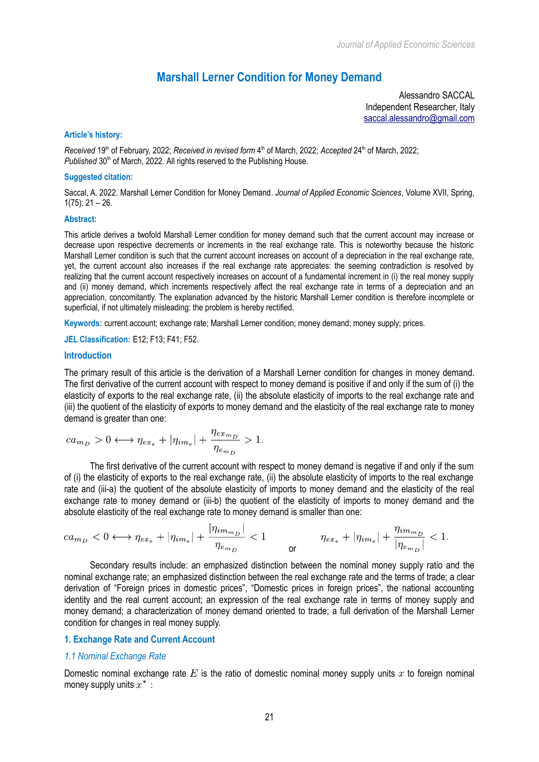# Marshall Lerner Condition for Money Demand

Alessandro SACCAL  
Independent Researcher, Italy  
saccal.alessandro@gmail.com

**Article's history:**

*Received* 19[th] of February, 2022; *Received in revised form* 4[th] of March, 2022; *Accepted* 24[th] of March, 2022; *Published* 30[th] of March, 2022. All rights reserved to the Publishing House.

**Suggested citation:**

Saccal, A. 2022. Marshall Lerner Condition for Money Demand. *Journal of Applied Economic Sciences*, Volume XVII, Spring, 1(75): 21 – 26.

**Abstract:**

This article derives a twofold Marshall Lerner condition for money demand such that the current account may increase or decrease upon respective decrements or increments in the real exchange rate. This is noteworthy because the historic Marshall Lerner condition is such that the current account increases on account of a depreciation in the real exchange rate, yet, the current account also increases if the real exchange rate appreciates: the seeming contradiction is resolved by realizing that the current account respectively increases on account of a fundamental increment in (i) the real money supply and (ii) money demand, which increments respectively affect the real exchange rate in terms of a depreciation and an appreciation, concomitantly. The explanation advanced by the historic Marshall Lerner condition is therefore incomplete or superficial, if not ultimately misleading: the problem is hereby rectified.

**Keywords:** current account; exchange rate; Marshall Lerner condition; money demand; money supply; prices.

**JEL Classification:** E12; F13; F41; F52.

## Introduction

The primary result of this article is the derivation of a Marshall Lerner condition for changes in money demand. The first derivative of the current account with respect to money demand is positive if and only if the sum of (i) the elasticity of exports to the real exchange rate, (ii) the absolute elasticity of imports to the real exchange rate and (iii) the quotient of the elasticity of exports to money demand and the elasticity of the real exchange rate to money demand is greater than one:

$$ca_{m_D} > 0 \longleftrightarrow \eta_{ex_e} + |\eta_{im_e}| + \frac{\eta_{ex_{m_D}}}{\eta_{e_{m_D}}} > 1.$$

The first derivative of the current account with respect to money demand is negative if and only if the sum of (i) the elasticity of exports to the real exchange rate, (ii) the absolute elasticity of imports to the real exchange rate and (iii-a) the quotient of the absolute elasticity of imports to money demand and the elasticity of the real exchange rate to money demand or (iii-b) the quotient of the elasticity of imports to money demand and the absolute elasticity of the real exchange rate to money demand is smaller than one:

$$ca_{m_D} < 0 \longleftrightarrow \eta_{ex_e} + |\eta_{im_e}| + \frac{|\eta_{im_{m_D}}|}{\eta_{e_{m_D}}} < 1 \qquad \text{or} \qquad \eta_{ex_e} + |\eta_{im_e}| + \frac{\eta_{im_{m_D}}}{|\eta_{e_{m_D}}|} < 1.$$

Secondary results include: an emphasized distinction between the nominal money supply ratio and the nominal exchange rate; an emphasized distinction between the real exchange rate and the terms of trade; a clear derivation of "Foreign prices in domestic prices", "Domestic prices in foreign prices", the national accounting identity and the real current account; an expression of the real exchange rate in terms of money supply and money demand; a characterization of money demand oriented to trade; a full derivation of the Marshall Lerner condition for changes in real money supply.

## 1. Exchange Rate and Current Account

### *1.1 Nominal Exchange Rate*

Domestic nominal exchange rate $E$ is the ratio of domestic nominal money supply units $x$ to foreign nominal money supply units $x^*$ :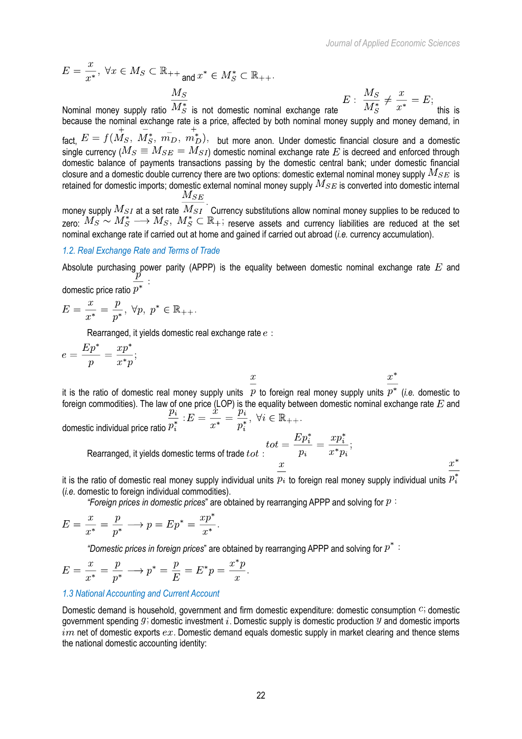$$E = \frac{x}{x^*},\ \forall x \in M_S \subset \mathbb{R}_{++} \text{ and } x^* \in M_S^* \subset \mathbb{R}_{++}.$$

Nominal money supply ratio $\frac{M_S}{M_S^*}$ is not domestic nominal exchange rate $E: \frac{M_S}{M_S^*} \neq \frac{x}{x^*} = E$; this is because the nominal exchange rate is a price, affected by both nominal money supply and money demand, in fact, $E = f(\overset{+}{M_S},\ \overset{-}{M_S^*},\ \overset{-}{m_D},\ \overset{+}{m_D^*})$, but more anon. Under domestic financial closure and a domestic single currency ($M_S \equiv M_{SE} = M_{SI}$) domestic nominal exchange rate $E$ is decreed and enforced through domestic balance of payments transactions passing by the domestic central bank; under domestic financial closure and a domestic double currency there are two options: domestic external nominal money supply $M_{SE}$ is retained for domestic imports; domestic external nominal money supply $M_{SE}$ is converted into domestic internal money supply $M_{SI}$ at a set rate $\frac{M_{SE}}{M_{SI}}$. Currency substitutions allow nominal money supplies to be reduced to zero: $M_S \sim M_S^* \longrightarrow M_S,\ M_S^* \subset \mathbb{R}_+$; reserve assets and currency liabilities are reduced at the set nominal exchange rate if carried out at home and gained if carried out abroad (*i.e.* currency accumulation).

### 1.2. Real Exchange Rate and Terms of Trade

Absolute purchasing power parity (APPP) is the equality between domestic nominal exchange rate $E$ and domestic price ratio $\frac{p}{p^*}$:

$$E = \frac{x}{x^*} = \frac{p}{p^*},\ \forall p,\ p^* \in \mathbb{R}_{++}.$$

Rearranged, it yields domestic real exchange rate $e$:

$$e = \frac{Ep^*}{p} = \frac{xp^*}{x^*p};$$

it is the ratio of domestic real money supply units $\frac{x}{p}$ to foreign real money supply units $\frac{x^*}{p^*}$ (*i.e.* domestic to foreign commodities). The law of one price (LOP) is the equality between domestic nominal exchange rate $E$ and domestic individual price ratio $\frac{p_i}{p_i^*}: E = \frac{x}{x^*} = \frac{p_i}{p_i^*},\ \forall i \in \mathbb{R}_{++}$.

Rearranged, it yields domestic terms of trade $tot$: $tot = \frac{Ep_i^*}{p_i} = \frac{xp_i^*}{x^*p_i}$;

it is the ratio of domestic real money supply individual units $\frac{x}{p_i}$ to foreign real money supply individual units $\frac{x^*}{p_i^*}$ (*i.e.* domestic to foreign individual commodities).

"*Foreign prices in domestic prices*" are obtained by rearranging APPP and solving for $p$:

$$E = \frac{x}{x^*} = \frac{p}{p^*} \longrightarrow p = Ep^* = \frac{xp^*}{x^*}.$$

"*Domestic prices in foreign prices*" are obtained by rearranging APPP and solving for $p^*$:

$$E = \frac{x}{x^*} = \frac{p}{p^*} \longrightarrow p^* = \frac{p}{E} = E^*p = \frac{x^*p}{x}.$$

### 1.3 National Accounting and Current Account

Domestic demand is household, government and firm domestic expenditure: domestic consumption $c$; domestic government spending $g$; domestic investment $i$. Domestic supply is domestic production $y$ and domestic imports $im$ net of domestic exports $ex$. Domestic demand equals domestic supply in market clearing and thence stems the national domestic accounting identity: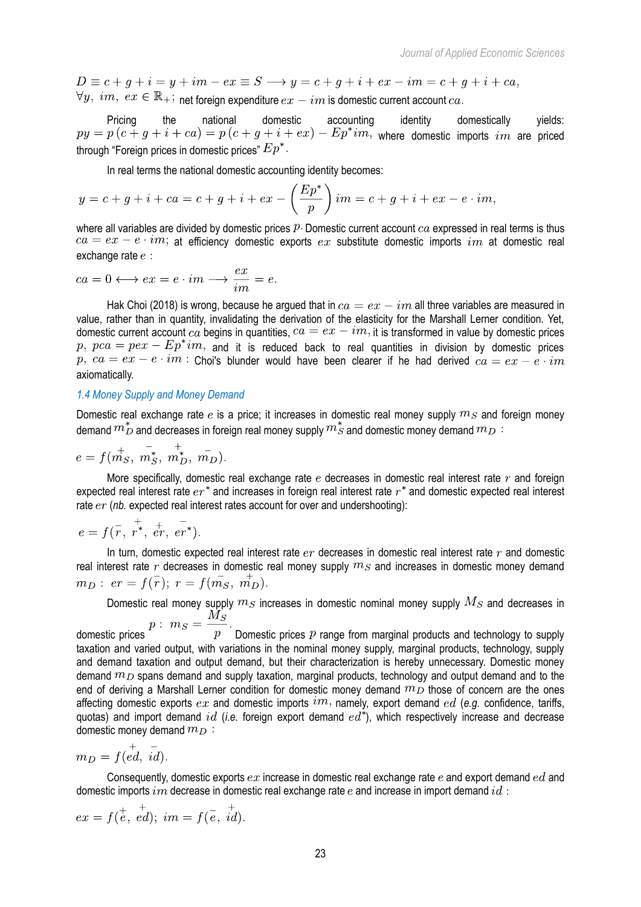$$D \equiv c + g + i = y + im - ex \equiv S \longrightarrow y = c + g + i + ex - im = c + g + i + ca,$$

$\forall y,\ im,\ ex \in \mathbb{R}_{+}$; net foreign expenditure $ex - im$ is domestic current account $ca$.

Pricing the national domestic accounting identity domestically yields: $py = p\left(c + g + i + ca\right) = p\left(c + g + i + ex\right) - Ep^{*}im$, where domestic imports $im$ are priced through "Foreign prices in domestic prices" $Ep^{*}$.

In real terms the national domestic accounting identity becomes:

$$y = c + g + i + ca = c + g + i + ex - \left(\frac{Ep^{*}}{p}\right) im = c + g + i + ex - e \cdot im,$$

where all variables are divided by domestic prices $p$. Domestic current account $ca$ expressed in real terms is thus $ca = ex - e \cdot im$; at efficiency domestic exports $ex$ substitute domestic imports $im$ at domestic real exchange rate $e$ :

$$ca = 0 \longleftrightarrow ex = e \cdot im \longrightarrow \frac{ex}{im} = e.$$

Hak Choi (2018) is wrong, because he argued that in $ca = ex - im$ all three variables are measured in value, rather than in quantity, invalidating the derivation of the elasticity for the Marshall Lerner condition. Yet, domestic current account $ca$ begins in quantities, $ca = ex - im$, it is transformed in value by domestic prices $p$, $pca = pex - Ep^{*}im$, and it is reduced back to real quantities in division by domestic prices $p$, $ca = ex - e \cdot im$ : Choi's blunder would have been clearer if he had derived $ca = ex - e \cdot im$ axiomatically.

### 1.4 Money Supply and Money Demand

Domestic real exchange rate $e$ is a price; it increases in domestic real money supply $m_S$ and foreign money demand $m_D^{*}$ and decreases in foreign real money supply $m_S^{*}$ and domestic money demand $m_D$ :

$$e = f(\overset{+}{m_S},\ \overset{-}{m_S^{*}},\ \overset{+}{m_D^{*}},\ \overset{-}{m_D}).$$

More specifically, domestic real exchange rate $e$ decreases in domestic real interest rate $r$ and foreign expected real interest rate $er^{*}$ and increases in foreign real interest rate $r^{*}$ and domestic expected real interest rate $er$ (*nb.* expected real interest rates account for over and undershooting):

$$e = f(\overset{-}{r},\ \overset{+}{r^{*}},\ \overset{+}{er},\ \overset{-}{er^{*}}).$$

In turn, domestic expected real interest rate $er$ decreases in domestic real interest rate $r$ and domestic real interest rate $r$ decreases in domestic real money supply $m_S$ and increases in domestic money demand $m_D$ : $er = f(\overset{-}{r})$; $r = f(\overset{-}{m_S},\ \overset{+}{m_D})$.

Domestic real money supply $m_S$ increases in domestic nominal money supply $M_S$ and decreases in domestic prices $p$ : $m_S = \dfrac{M_S}{p}$. Domestic prices $p$ range from marginal products and technology to supply taxation and varied output, with variations in the nominal money supply, marginal products, technology, supply and demand taxation and output demand, but their characterization is hereby unnecessary. Domestic money demand $m_D$ spans demand and supply taxation, marginal products, technology and output demand and to the end of deriving a Marshall Lerner condition for domestic money demand $m_D$ those of concern are the ones affecting domestic exports $ex$ and domestic imports $im$, namely, export demand $ed$ (*e.g.* confidence, tariffs, quotas) and import demand $id$ (*i.e.* foreign export demand $ed^{*}$), which respectively increase and decrease domestic money demand $m_D$ :

$$m_D = f(\overset{+}{ed},\ \overset{-}{id}).$$

Consequently, domestic exports $ex$ increase in domestic real exchange rate $e$ and export demand $ed$ and domestic imports $im$ decrease in domestic real exchange rate $e$ and increase in import demand $id$ :

$$ex = f(\overset{+}{e},\ \overset{+}{ed});\ im = f(\overset{-}{e},\ \overset{+}{id}).$$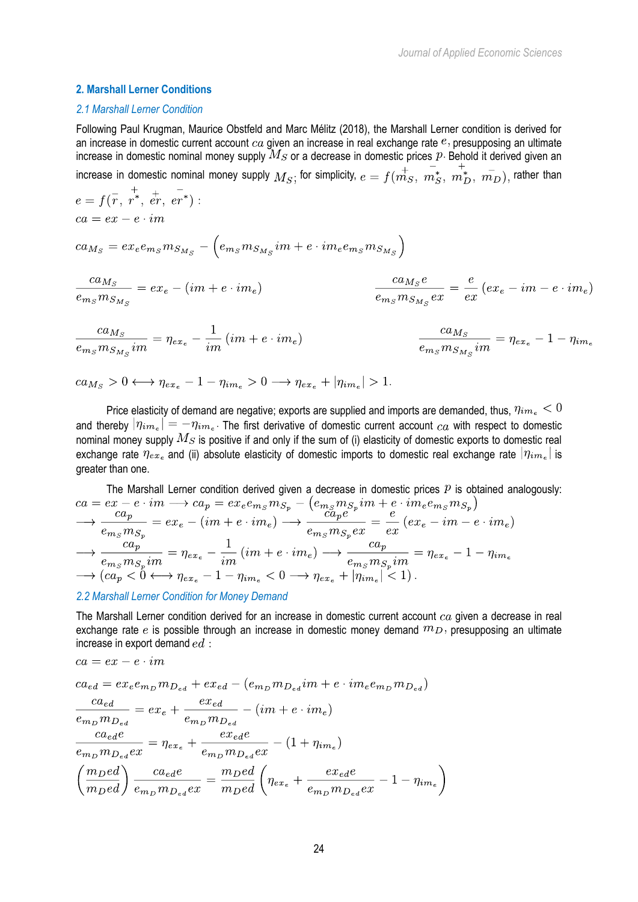## 2. Marshall Lerner Conditions

### *2.1 Marshall Lerner Condition*

Following Paul Krugman, Maurice Obstfeld and Marc Mélitz (2018), the Marshall Lerner condition is derived for an increase in domestic current account $ca$ given an increase in real exchange rate $e$, presupposing an ultimate increase in domestic nominal money supply $M_S$ or a decrease in domestic prices $p$. Behold it derived given an increase in domestic nominal money supply $M_S$; for simplicity, $e = f(\overset{+}{m_S},\ \overset{-}{m_S^*},\ \overset{+}{m_D^*},\ \overset{-}{m_D})$, rather than $e = f(\overset{-}{r},\ \overset{+}{r^*},\ \overset{+}{er},\ \overset{-}{er^*})$ :

$$ca = ex - e \cdot im$$

$$ca_{M_S} = ex_e e_{m_S} m_{S_{M_S}} - \left(e_{m_S} m_{S_{M_S}} im + e \cdot im_e e_{m_S} m_{S_{M_S}}\right)$$

$$\frac{ca_{M_S}}{e_{m_S} m_{S_{M_S}}} = ex_e - (im + e \cdot im_e) \qquad \frac{ca_{M_S} e}{e_{m_S} m_{S_{M_S}} ex} = \frac{e}{ex}\left(ex_e - im - e \cdot im_e\right)$$

$$\frac{ca_{M_S}}{e_{m_S} m_{S_{M_S}} im} = \eta_{ex_e} - \frac{1}{im}\left(im + e \cdot im_e\right) \qquad \frac{ca_{M_S}}{e_{m_S} m_{S_{M_S}} im} = \eta_{ex_e} - 1 - \eta_{im_e}$$

$$ca_{M_S} > 0 \longleftrightarrow \eta_{ex_e} - 1 - \eta_{im_e} > 0 \longrightarrow \eta_{ex_e} + |\eta_{im_e}| > 1.$$

Price elasticity of demand are negative; exports are supplied and imports are demanded, thus, $\eta_{im_e} < 0$ and thereby $|\eta_{im_e}| = -\eta_{im_e}$. The first derivative of domestic current account $ca$ with respect to domestic nominal money supply $M_S$ is positive if and only if the sum of (i) elasticity of domestic exports to domestic real exchange rate $\eta_{ex_e}$ and (ii) absolute elasticity of domestic imports to domestic real exchange rate $|\eta_{im_e}|$ is greater than one.

The Marshall Lerner condition derived given a decrease in domestic prices $p$ is obtained analogously:

$$ca = ex - e \cdot im \longrightarrow ca_p = ex_e e_{m_S} m_{S_p} - \left(e_{m_S} m_{S_p} im + e \cdot im_e e_{m_S} m_{S_p}\right)$$
$$\longrightarrow \frac{ca_p}{e_{m_S} m_{S_p}} = ex_e - (im + e \cdot im_e) \longrightarrow \frac{ca_p e}{e_{m_S} m_{S_p} ex} = \frac{e}{ex}\left(ex_e - im - e \cdot im_e\right)$$
$$\longrightarrow \frac{ca_p}{e_{m_S} m_{S_p} im} = \eta_{ex_e} - \frac{1}{im}\left(im + e \cdot im_e\right) \longrightarrow \frac{ca_p}{e_{m_S} m_{S_p} im} = \eta_{ex_e} - 1 - \eta_{im_e}$$
$$\longrightarrow \left(ca_p < 0 \longleftrightarrow \eta_{ex_e} - 1 - \eta_{im_e} < 0 \longrightarrow \eta_{ex_e} + |\eta_{im_e}| < 1\right).$$

### *2.2 Marshall Lerner Condition for Money Demand*

The Marshall Lerner condition derived for an increase in domestic current account $ca$ given a decrease in real exchange rate $e$ is possible through an increase in domestic money demand $m_D$, presupposing an ultimate increase in export demand $ed$ :

$$ca = ex - e \cdot im$$

$$ca_{ed} = ex_e e_{m_D} m_{D_{ed}} + ex_{ed} - \left(e_{m_D} m_{D_{ed}} im + e \cdot im_e e_{m_D} m_{D_{ed}}\right)$$

$$\frac{ca_{ed}}{e_{m_D} m_{D_{ed}}} = ex_e + \frac{ex_{ed}}{e_{m_D} m_{D_{ed}}} - (im + e \cdot im_e)$$

$$\frac{ca_{ed} e}{e_{m_D} m_{D_{ed}} ex} = \eta_{ex_e} + \frac{ex_{ed} e}{e_{m_D} m_{D_{ed}} ex} - (1 + \eta_{im_e})$$

$$\left(\frac{m_D ed}{m_D ed}\right) \frac{ca_{ed} e}{e_{m_D} m_{D_{ed}} ex} = \frac{m_D ed}{m_D ed}\left(\eta_{ex_e} + \frac{ex_{ed} e}{e_{m_D} m_{D_{ed}} ex} - 1 - \eta_{im_e}\right)$$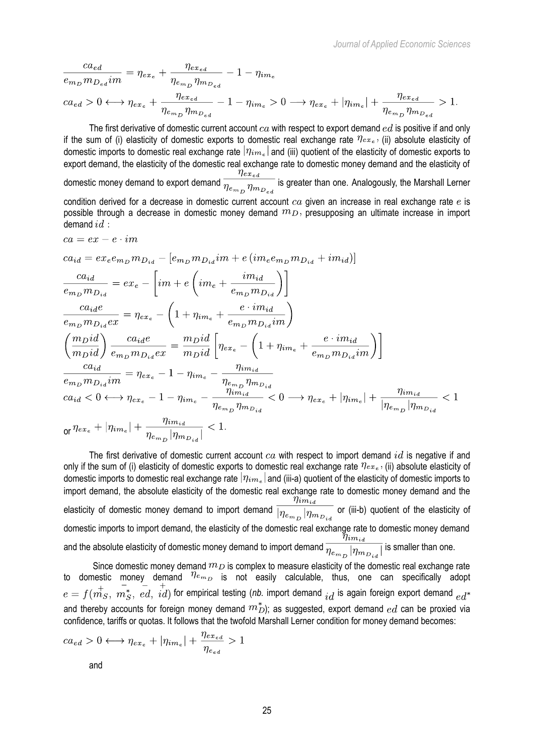$$\frac{ca_{ed}}{e_{m_D} m_{D_{ed}} im} = \eta_{ex_e} + \frac{\eta_{ex_{ed}}}{\eta_{e_{m_D}} \eta_{m_{D_{ed}}}} - 1 - \eta_{im_e}$$

$$ca_{ed} > 0 \longleftrightarrow \eta_{ex_e} + \frac{\eta_{ex_{ed}}}{\eta_{e_{m_D}} \eta_{m_{D_{ed}}}} - 1 - \eta_{im_e} > 0 \longrightarrow \eta_{ex_e} + |\eta_{im_e}| + \frac{\eta_{ex_{ed}}}{\eta_{e_{m_D}} \eta_{m_{D_{ed}}}} > 1.$$

The first derivative of domestic current account $ca$ with respect to export demand $ed$ is positive if and only if the sum of (i) elasticity of domestic exports to domestic real exchange rate $\eta_{ex_e}$, (ii) absolute elasticity of domestic imports to domestic real exchange rate $|\eta_{im_e}|$ and (iii) quotient of the elasticity of domestic exports to export demand, the elasticity of the domestic real exchange rate to domestic money demand and the elasticity of domestic money demand to export demand $\frac{\eta_{ex_{ed}}}{\eta_{e_{m_D}} \eta_{m_{D_{ed}}}}$ is greater than one. Analogously, the Marshall Lerner condition derived for a decrease in domestic current account $ca$ given an increase in real exchange rate $e$ is possible through a decrease in domestic money demand $m_D$, presupposing an ultimate increase in import demand $id$ :

$$ca = ex - e \cdot im$$

$$ca_{id} = ex_e e_{m_D} m_{D_{id}} - [e_{m_D} m_{D_{id}} im + e\left(im_e e_{m_D} m_{D_{id}} + im_{id}\right)]$$

$$\frac{ca_{id}}{e_{m_D} m_{D_{id}}} = ex_e - \left[im + e\left(im_e + \frac{im_{id}}{e_{m_D} m_{D_{id}}}\right)\right]$$

$$\frac{ca_{id} e}{e_{m_D} m_{D_{id}} ex} = \eta_{ex_e} - \left(1 + \eta_{im_e} + \frac{e \cdot im_{id}}{e_{m_D} m_{D_{id}} im}\right)$$

$$\left(\frac{m_D id}{m_D id}\right) \frac{ca_{id} e}{e_{m_D} m_{D_{id}} ex} = \frac{m_D id}{m_D id}\left[\eta_{ex_e} - \left(1 + \eta_{im_e} + \frac{e \cdot im_{id}}{e_{m_D} m_{D_{id}} im}\right)\right]$$

$$\frac{ca_{id}}{e_{m_D} m_{D_{id}} im} = \eta_{ex_e} - 1 - \eta_{im_e} - \frac{\eta_{im_{id}}}{\eta_{e_{m_D}} \eta_{m_{D_{id}}}}$$

$$ca_{id} < 0 \longleftrightarrow \eta_{ex_e} - 1 - \eta_{im_e} - \frac{\eta_{im_{id}}}{\eta_{e_{m_D}} \eta_{m_{D_{id}}}} < 0 \longrightarrow \eta_{ex_e} + |\eta_{im_e}| + \frac{\eta_{im_{id}}}{|\eta_{e_{m_D}}| \eta_{m_{D_{id}}}} < 1$$

or $\eta_{ex_e} + |\eta_{im_e}| + \frac{\eta_{im_{id}}}{\eta_{e_{m_D}} |\eta_{m_{D_{id}}}|} < 1.$

The first derivative of domestic current account $ca$ with respect to import demand $id$ is negative if and only if the sum of (i) elasticity of domestic exports to domestic real exchange rate $\eta_{ex_e}$, (ii) absolute elasticity of domestic imports to domestic real exchange rate $|\eta_{im_e}|$ and (iii-a) quotient of the elasticity of domestic imports to import demand, the absolute elasticity of the domestic real exchange rate to domestic money demand and the elasticity of domestic money demand to import demand $\frac{\eta_{im_{id}}}{|\eta_{e_{m_D}}| \eta_{m_{D_{id}}}}$ or (iii-b) quotient of the elasticity of domestic imports to import demand, the elasticity of the domestic real exchange rate to domestic money demand and the absolute elasticity of domestic money demand to import demand $\frac{\eta_{im_{id}}}{\eta_{e_{m_D}} |\eta_{m_{D_{id}}}|}$ is smaller than one.

Since domestic money demand $m_D$ is complex to measure elasticity of the domestic real exchange rate to domestic money demand $\eta_{e_{m_D}}$ is not easily calculable, thus, one can specifically adopt $e = f(\overset{+}{m_S}, \overset{-}{m_S^*}, \overset{-}{ed}, \overset{+}{id})$ for empirical testing (*nb.* import demand $id$ is again foreign export demand $ed^*$ and thereby accounts for foreign money demand $m_D^*$); as suggested, export demand $ed$ can be proxied via confidence, tariffs or quotas. It follows that the twofold Marshall Lerner condition for money demand becomes:

$$ca_{ed} > 0 \longleftrightarrow \eta_{ex_e} + |\eta_{im_e}| + \frac{\eta_{ex_{ed}}}{\eta_{e_{ed}}} > 1$$

and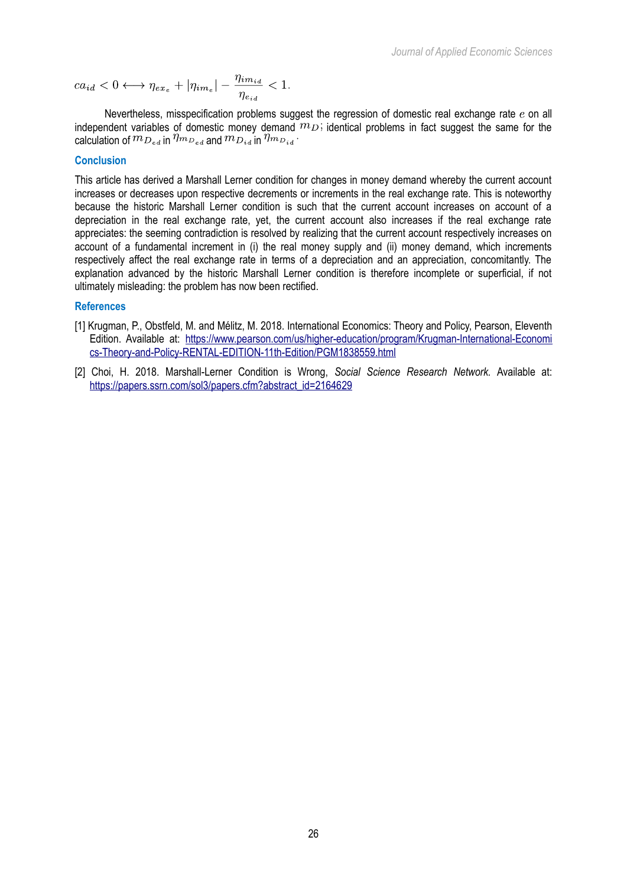$$ca_{id} < 0 \longleftrightarrow \eta_{ex_e} + |\eta_{im_e}| - \frac{\eta_{im_{id}}}{\eta_{e_{id}}} < 1.$$

Nevertheless, misspecification problems suggest the regression of domestic real exchange rate $e$ on all independent variables of domestic money demand $m_D$; identical problems in fact suggest the same for the calculation of $m_{D_{ed}}$ in $\eta_{m_{D_{ed}}}$ and $m_{D_{id}}$ in $\eta_{m_{D_{id}}}$.

## Conclusion

This article has derived a Marshall Lerner condition for changes in money demand whereby the current account increases or decreases upon respective decrements or increments in the real exchange rate. This is noteworthy because the historic Marshall Lerner condition is such that the current account increases on account of a depreciation in the real exchange rate, yet, the current account also increases if the real exchange rate appreciates: the seeming contradiction is resolved by realizing that the current account respectively increases on account of a fundamental increment in (i) the real money supply and (ii) money demand, which increments respectively affect the real exchange rate in terms of a depreciation and an appreciation, concomitantly. The explanation advanced by the historic Marshall Lerner condition is therefore incomplete or superficial, if not ultimately misleading: the problem has now been rectified.

## References

[1] Krugman, P., Obstfeld, M. and Mélitz, M. 2018. International Economics: Theory and Policy, Pearson, Eleventh Edition. Available at: https://www.pearson.com/us/higher-education/program/Krugman-International-Economics-Theory-and-Policy-RENTAL-EDITION-11th-Edition/PGM1838559.html

[2] Choi, H. 2018. Marshall-Lerner Condition is Wrong, *Social Science Research Network.* Available at: https://papers.ssrn.com/sol3/papers.cfm?abstract_id=2164629